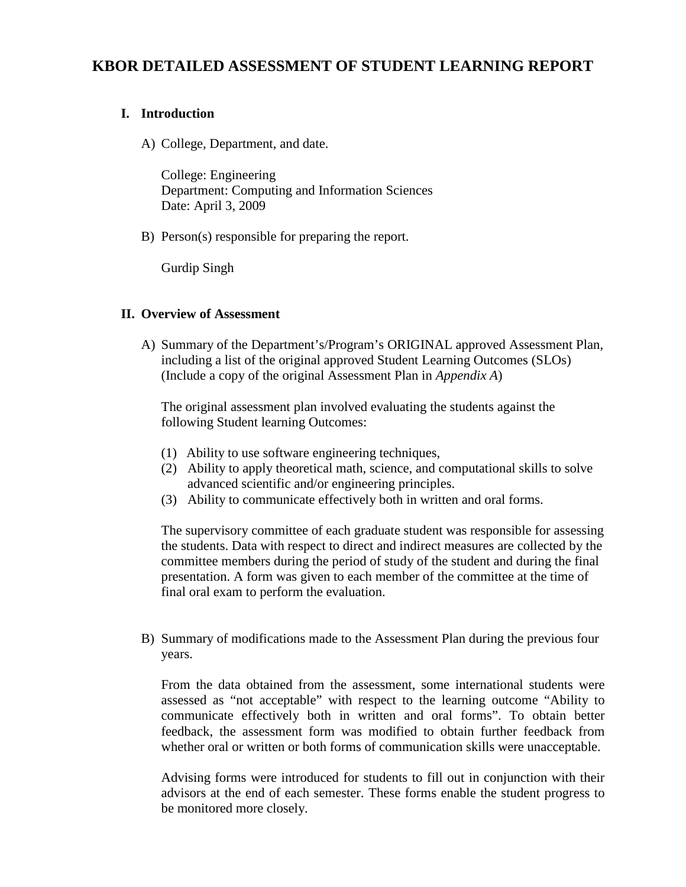# KBOR DETAILED ASSESSMENT OF STUDENT LEARNING REPORT

## I. Introduction

A) College, Department, and date.

College: Engineering
Department: Computing and Information Sciences
Date: April 3, 2009

B) Person(s) responsible for preparing the report.

Gurdip Singh

## II. Overview of Assessment

A) Summary of the Department's/Program's ORIGINAL approved Assessment Plan, including a list of the original approved Student Learning Outcomes (SLOs) (Include a copy of the original Assessment Plan in *Appendix A*)

The original assessment plan involved evaluating the students against the following Student learning Outcomes:

(1) Ability to use software engineering techniques,
(2) Ability to apply theoretical math, science, and computational skills to solve advanced scientific and/or engineering principles.
(3) Ability to communicate effectively both in written and oral forms.

The supervisory committee of each graduate student was responsible for assessing the students. Data with respect to direct and indirect measures are collected by the committee members during the period of study of the student and during the final presentation. A form was given to each member of the committee at the time of final oral exam to perform the evaluation.

B) Summary of modifications made to the Assessment Plan during the previous four years.

From the data obtained from the assessment, some international students were assessed as "not acceptable" with respect to the learning outcome "Ability to communicate effectively both in written and oral forms". To obtain better feedback, the assessment form was modified to obtain further feedback from whether oral or written or both forms of communication skills were unacceptable.

Advising forms were introduced for students to fill out in conjunction with their advisors at the end of each semester. These forms enable the student progress to be monitored more closely.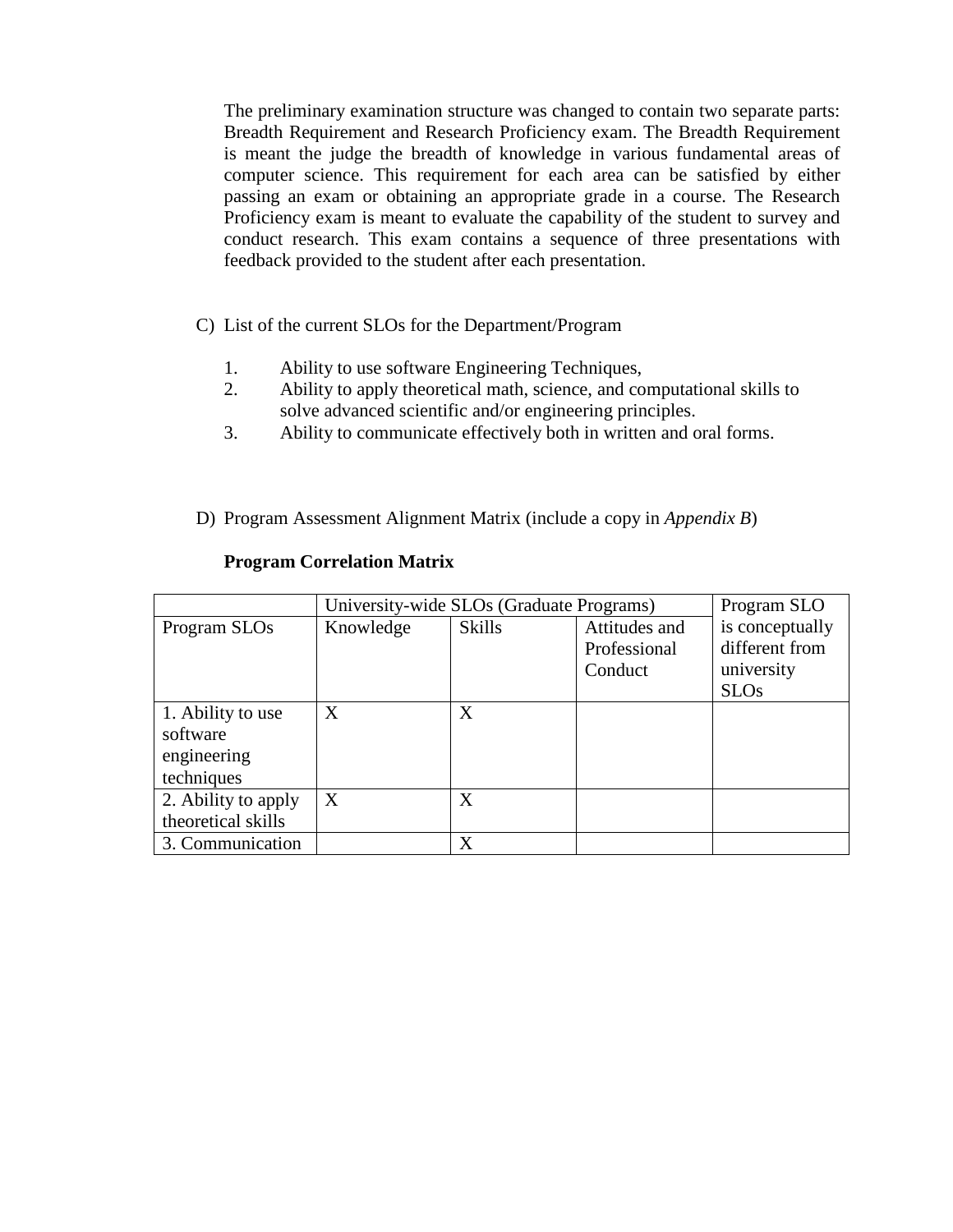The preliminary examination structure was changed to contain two separate parts: Breadth Requirement and Research Proficiency exam. The Breadth Requirement is meant the judge the breadth of knowledge in various fundamental areas of computer science. This requirement for each area can be satisfied by either passing an exam or obtaining an appropriate grade in a course. The Research Proficiency exam is meant to evaluate the capability of the student to survey and conduct research. This exam contains a sequence of three presentations with feedback provided to the student after each presentation.

C) List of the current SLOs for the Department/Program

1. Ability to use software Engineering Techniques,
2. Ability to apply theoretical math, science, and computational skills to solve advanced scientific and/or engineering principles.
3. Ability to communicate effectively both in written and oral forms.

D) Program Assessment Alignment Matrix (include a copy in *Appendix B*)

**Program Correlation Matrix**

| | University-wide SLOs (Graduate Programs) | | | Program SLO is conceptually different from university SLOs |
|---|---|---|---|---|
| Program SLOs | Knowledge | Skills | Attitudes and Professional Conduct | |
| 1. Ability to use software engineering techniques | X | X | | |
| 2. Ability to apply theoretical skills | X | X | | |
| 3. Communication | | X | | |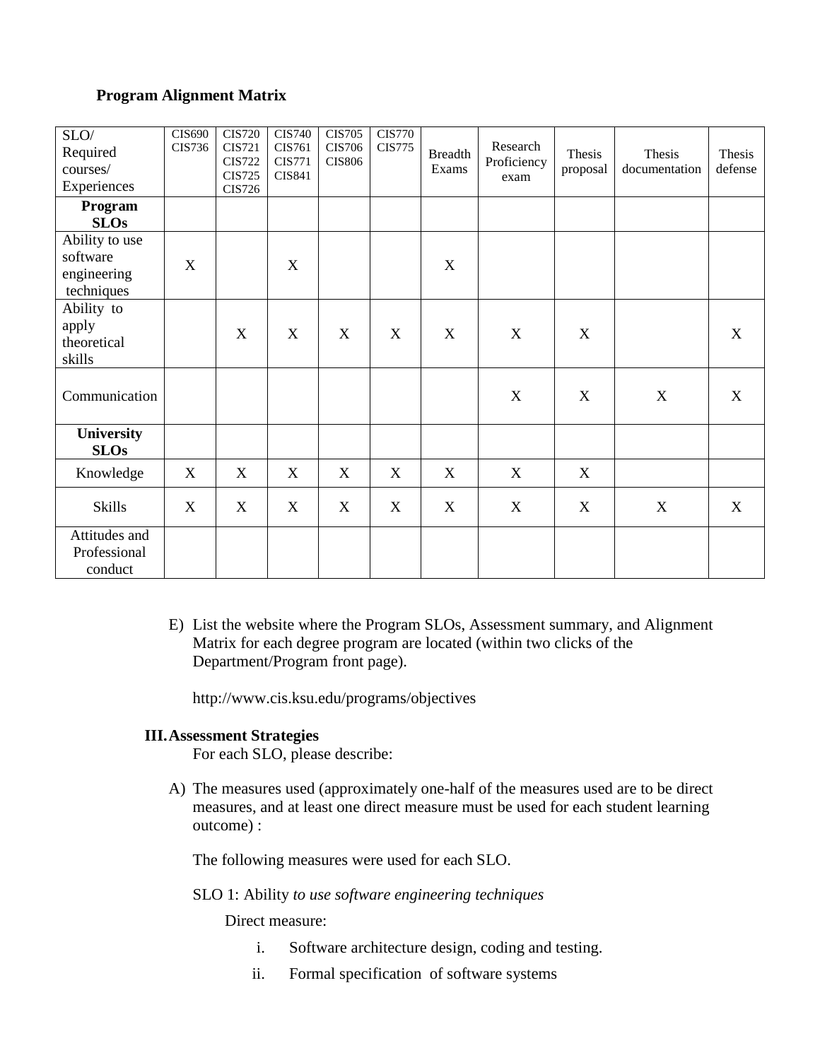**Program Alignment Matrix**

| SLO/ Required courses/ Experiences | CIS690 CIS736 | CIS720 CIS721 CIS722 CIS725 CIS726 | CIS740 CIS761 CIS771 CIS841 | CIS705 CIS706 CIS806 | CIS770 CIS775 | Breadth Exams | Research Proficiency exam | Thesis proposal | Thesis documentation | Thesis defense |
|---|---|---|---|---|---|---|---|---|---|---|
| **Program SLOs** | | | | | | | | | | |
| Ability to use software engineering techniques | X | | X | | | X | | | | |
| Ability to apply theoretical skills | | X | X | X | X | X | X | X | | X |
| Communication | | | | | | | X | X | X | X |
| **University SLOs** | | | | | | | | | | |
| Knowledge | X | X | X | X | X | X | X | X | | |
| Skills | X | X | X | X | X | X | X | X | X | X |
| Attitudes and Professional conduct | | | | | | | | | | |

E) List the website where the Program SLOs, Assessment summary, and Alignment Matrix for each degree program are located (within two clicks of the Department/Program front page).

http://www.cis.ksu.edu/programs/objectives

## III. Assessment Strategies

For each SLO, please describe:

A) The measures used (approximately one-half of the measures used are to be direct measures, and at least one direct measure must be used for each student learning outcome) :

The following measures were used for each SLO.

SLO 1: Ability *to use software engineering techniques*

Direct measure:

i. Software architecture design, coding and testing.
ii. Formal specification of software systems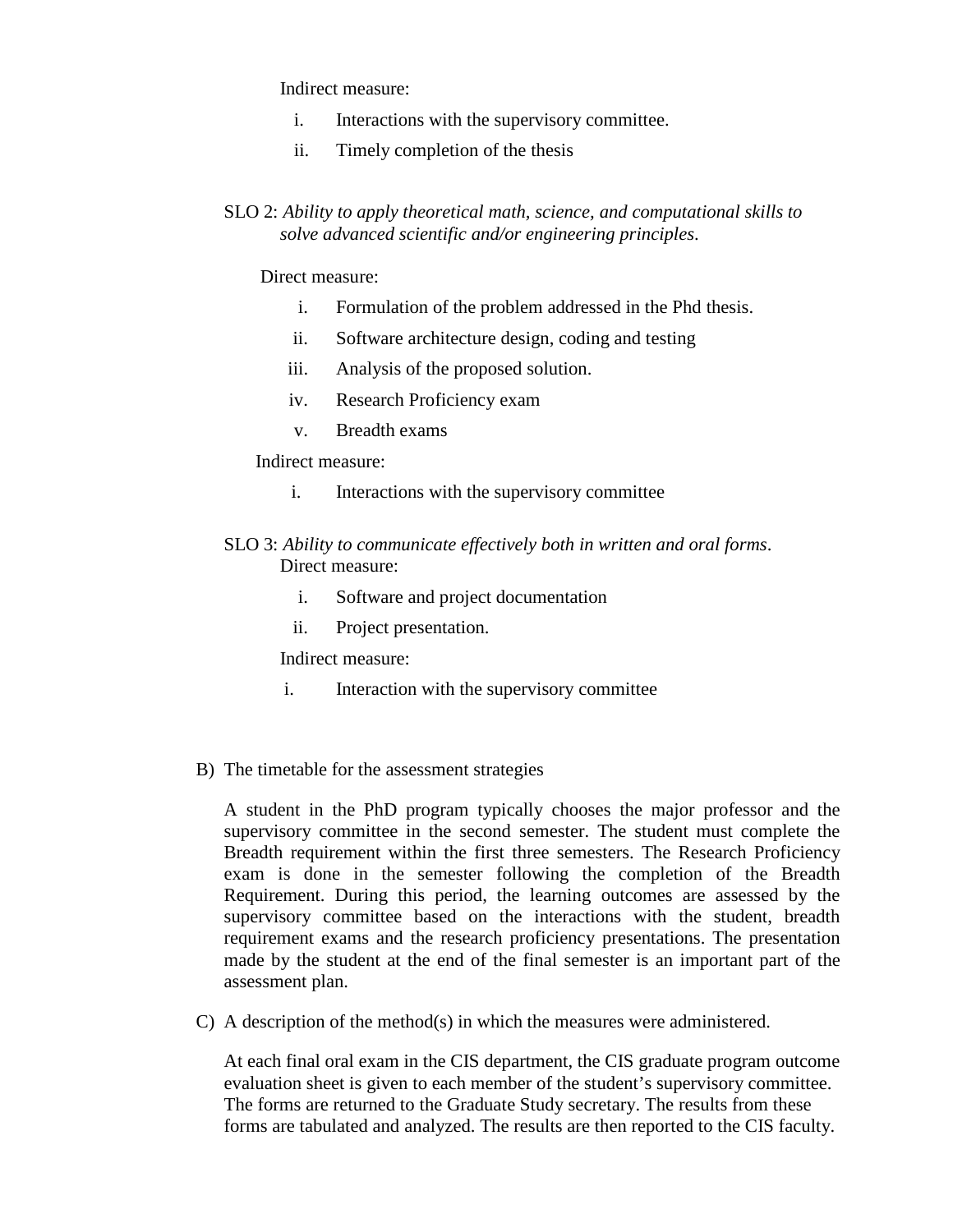Indirect measure:

i. Interactions with the supervisory committee.
ii. Timely completion of the thesis

SLO 2: *Ability to apply theoretical math, science, and computational skills to solve advanced scientific and/or engineering principles*.

Direct measure:

i. Formulation of the problem addressed in the Phd thesis.
ii. Software architecture design, coding and testing
iii. Analysis of the proposed solution.
iv. Research Proficiency exam
v. Breadth exams

Indirect measure:

i. Interactions with the supervisory committee

SLO 3: *Ability to communicate effectively both in written and oral forms*.

Direct measure:

i. Software and project documentation
ii. Project presentation.

Indirect measure:

i. Interaction with the supervisory committee

B) The timetable for the assessment strategies

A student in the PhD program typically chooses the major professor and the supervisory committee in the second semester. The student must complete the Breadth requirement within the first three semesters. The Research Proficiency exam is done in the semester following the completion of the Breadth Requirement. During this period, the learning outcomes are assessed by the supervisory committee based on the interactions with the student, breadth requirement exams and the research proficiency presentations. The presentation made by the student at the end of the final semester is an important part of the assessment plan.

C) A description of the method(s) in which the measures were administered.

At each final oral exam in the CIS department, the CIS graduate program outcome evaluation sheet is given to each member of the student's supervisory committee. The forms are returned to the Graduate Study secretary. The results from these forms are tabulated and analyzed. The results are then reported to the CIS faculty.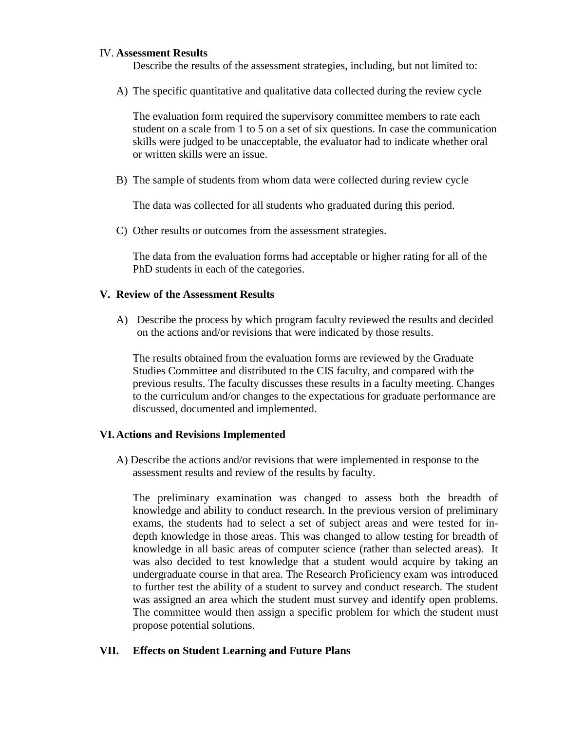## IV. **Assessment Results**

Describe the results of the assessment strategies, including, but not limited to:

A) The specific quantitative and qualitative data collected during the review cycle

The evaluation form required the supervisory committee members to rate each student on a scale from 1 to 5 on a set of six questions. In case the communication skills were judged to be unacceptable, the evaluator had to indicate whether oral or written skills were an issue.

B) The sample of students from whom data were collected during review cycle

The data was collected for all students who graduated during this period.

C) Other results or outcomes from the assessment strategies.

The data from the evaluation forms had acceptable or higher rating for all of the PhD students in each of the categories.

## V. Review of the Assessment Results

A) Describe the process by which program faculty reviewed the results and decided on the actions and/or revisions that were indicated by those results.

The results obtained from the evaluation forms are reviewed by the Graduate Studies Committee and distributed to the CIS faculty, and compared with the previous results. The faculty discusses these results in a faculty meeting. Changes to the curriculum and/or changes to the expectations for graduate performance are discussed, documented and implemented.

## VI. Actions and Revisions Implemented

A) Describe the actions and/or revisions that were implemented in response to the assessment results and review of the results by faculty.

The preliminary examination was changed to assess both the breadth of knowledge and ability to conduct research. In the previous version of preliminary exams, the students had to select a set of subject areas and were tested for in-depth knowledge in those areas. This was changed to allow testing for breadth of knowledge in all basic areas of computer science (rather than selected areas). It was also decided to test knowledge that a student would acquire by taking an undergraduate course in that area. The Research Proficiency exam was introduced to further test the ability of a student to survey and conduct research. The student was assigned an area which the student must survey and identify open problems. The committee would then assign a specific problem for which the student must propose potential solutions.

## VII. Effects on Student Learning and Future Plans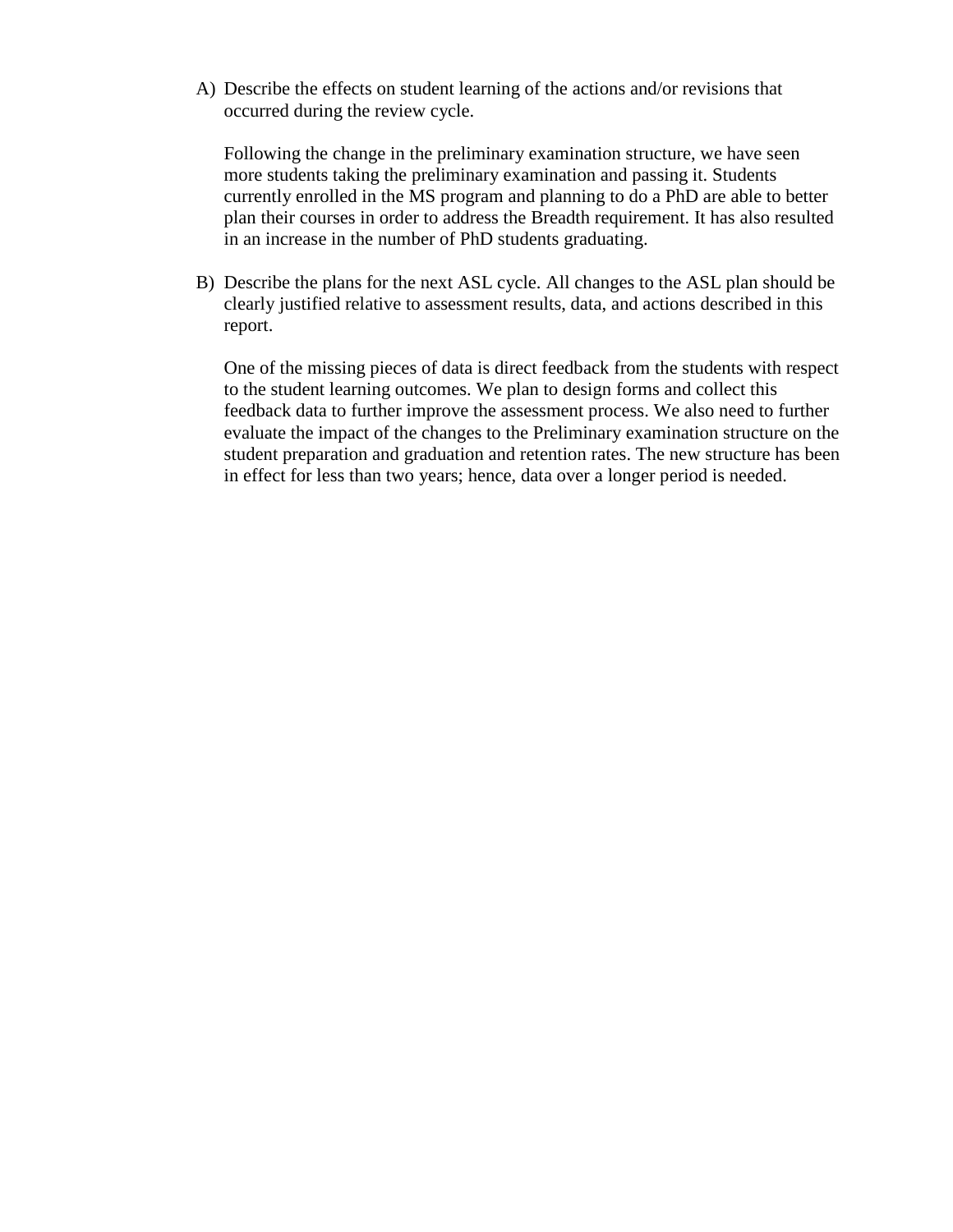A) Describe the effects on student learning of the actions and/or revisions that occurred during the review cycle.

   Following the change in the preliminary examination structure, we have seen more students taking the preliminary examination and passing it. Students currently enrolled in the MS program and planning to do a PhD are able to better plan their courses in order to address the Breadth requirement. It has also resulted in an increase in the number of PhD students graduating.

B) Describe the plans for the next ASL cycle. All changes to the ASL plan should be clearly justified relative to assessment results, data, and actions described in this report.

   One of the missing pieces of data is direct feedback from the students with respect to the student learning outcomes. We plan to design forms and collect this feedback data to further improve the assessment process. We also need to further evaluate the impact of the changes to the Preliminary examination structure on the student preparation and graduation and retention rates. The new structure has been in effect for less than two years; hence, data over a longer period is needed.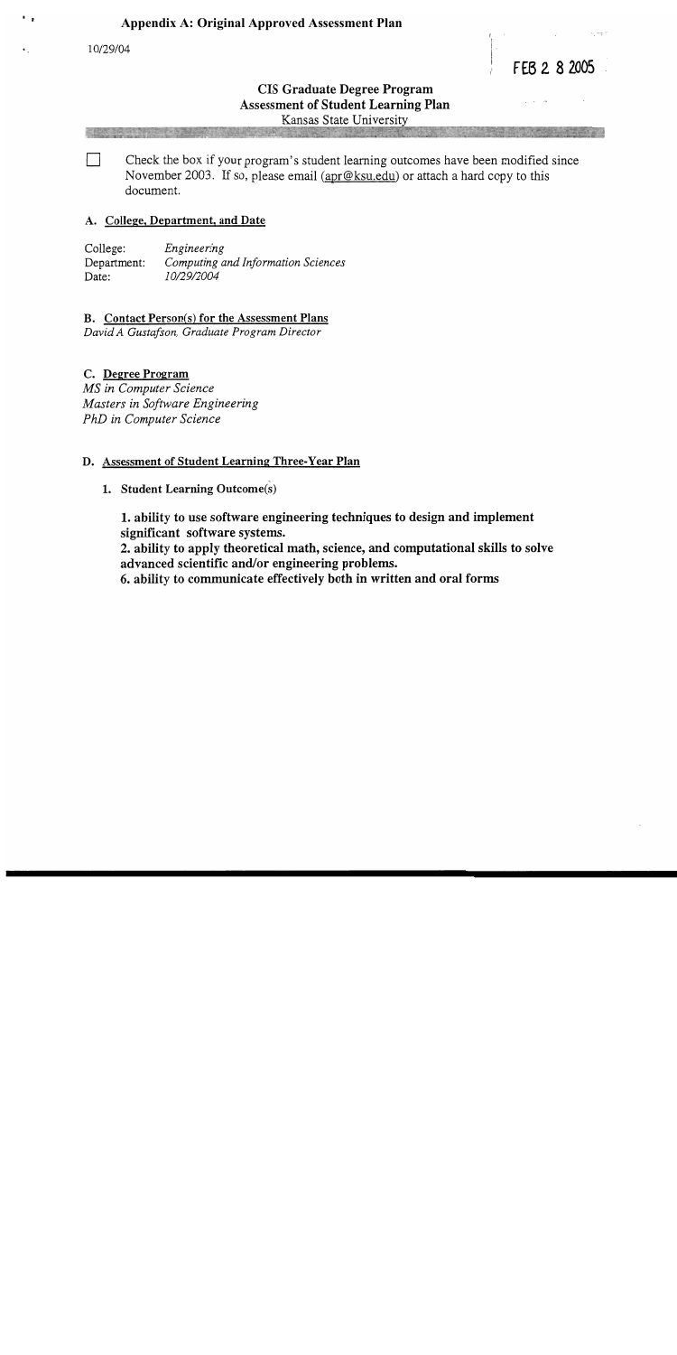## Appendix A: Original Approved Assessment Plan

10/29/04

FEB 2 8 2005

### CIS Graduate Degree Program
### Assessment of Student Learning Plan
Kansas State University

☐ Check the box if your program's student learning outcomes have been modified since November 2003. If so, please email (apr@ksu.edu) or attach a hard copy to this document.

#### A. College, Department, and Date

College: *Engineering*
Department: *Computing and Information Sciences*
Date: *10/29/2004*

#### B. Contact Person(s) for the Assessment Plans
*David A Gustafson, Graduate Program Director*

#### C. Degree Program
*MS in Computer Science*
*Masters in Software Engineering*
*PhD in Computer Science*

#### D. Assessment of Student Learning Three-Year Plan

1. **Student Learning Outcome(s)**

**1. ability to use software engineering techniques to design and implement significant software systems.**
**2. ability to apply theoretical math, science, and computational skills to solve advanced scientific and/or engineering problems.**
**6. ability to communicate effectively both in written and oral forms**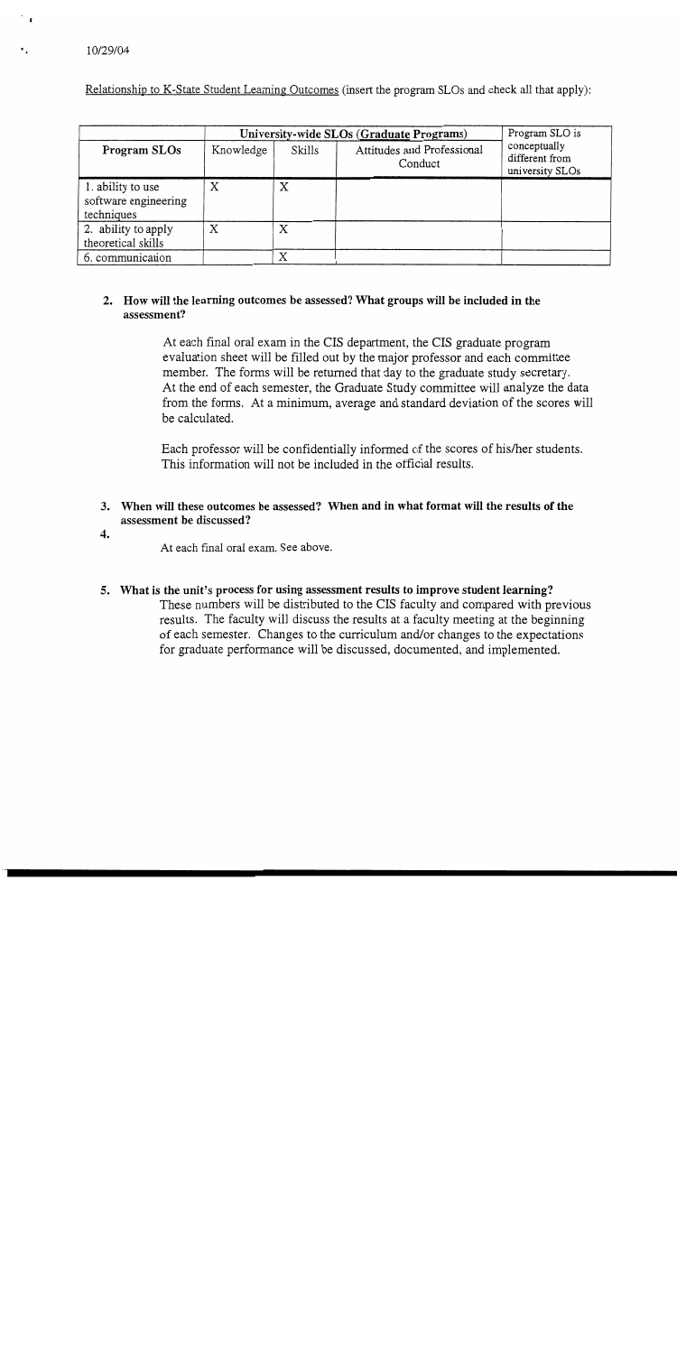10/29/04

Relationship to K-State Student Learning Outcomes (insert the program SLOs and check all that apply):

| | University-wide SLOs (Graduate Programs) | | | Program SLO is conceptually different from university SLOs |
|---|---|---|---|---|
| Program SLOs | Knowledge | Skills | Attitudes and Professional Conduct | |
| 1. ability to use software engineering techniques | X | X | | |
| 2. ability to apply theoretical skills | X | X | | |
| 6. communication | | X | | |

**2. How will the learning outcomes be assessed? What groups will be included in the assessment?**

At each final oral exam in the CIS department, the CIS graduate program evaluation sheet will be filled out by the major professor and each committee member. The forms will be returned that day to the graduate study secretary. At the end of each semester, the Graduate Study committee will analyze the data from the forms. At a minimum, average and standard deviation of the scores will be calculated.

Each professor will be confidentially informed of the scores of his/her students. This information will not be included in the official results.

**3. When will these outcomes be assessed? When and in what format will the results of the assessment be discussed?**

**4.**

At each final oral exam. See above.

**5. What is the unit's process for using assessment results to improve student learning?**

These numbers will be distributed to the CIS faculty and compared with previous results. The faculty will discuss the results at a faculty meeting at the beginning of each semester. Changes to the curriculum and/or changes to the expectations for graduate performance will be discussed, documented, and implemented.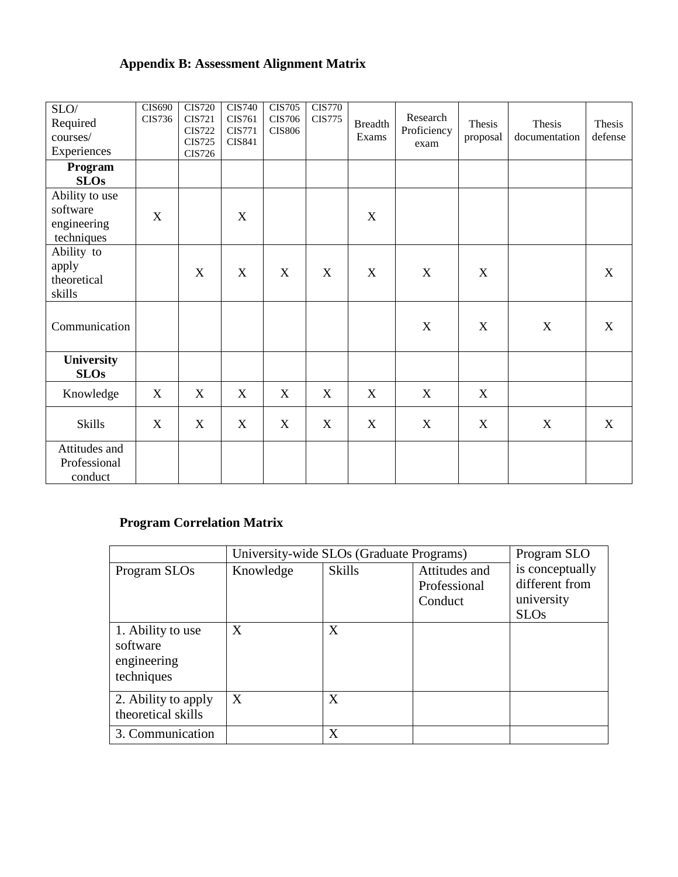## Appendix B: Assessment Alignment Matrix

| SLO/ Required courses/ Experiences | CIS690 CIS736 | CIS720 CIS721 CIS722 CIS725 CIS726 | CIS740 CIS761 CIS771 CIS841 | CIS705 CIS706 CIS806 | CIS770 CIS775 | Breadth Exams | Research Proficiency exam | Thesis proposal | Thesis documentation | Thesis defense |
|---|---|---|---|---|---|---|---|---|---|---|
| **Program SLOs** | | | | | | | | | | |
| Ability to use software engineering techniques | X | | X | | | X | | | | |
| Ability to apply theoretical skills | | X | X | X | X | X | X | X | | X |
| Communication | | | | | | | X | X | X | X |
| **University SLOs** | | | | | | | | | | |
| Knowledge | X | X | X | X | X | X | X | X | | |
| Skills | X | X | X | X | X | X | X | X | X | X |
| Attitudes and Professional conduct | | | | | | | | | | |

## Program Correlation Matrix

| | University-wide SLOs (Graduate Programs) | | | Program SLO is conceptually different from university SLOs |
|---|---|---|---|---|
| Program SLOs | Knowledge | Skills | Attitudes and Professional Conduct | |
| 1. Ability to use software engineering techniques | X | X | | |
| 2. Ability to apply theoretical skills | X | X | | |
| 3. Communication | | X | | |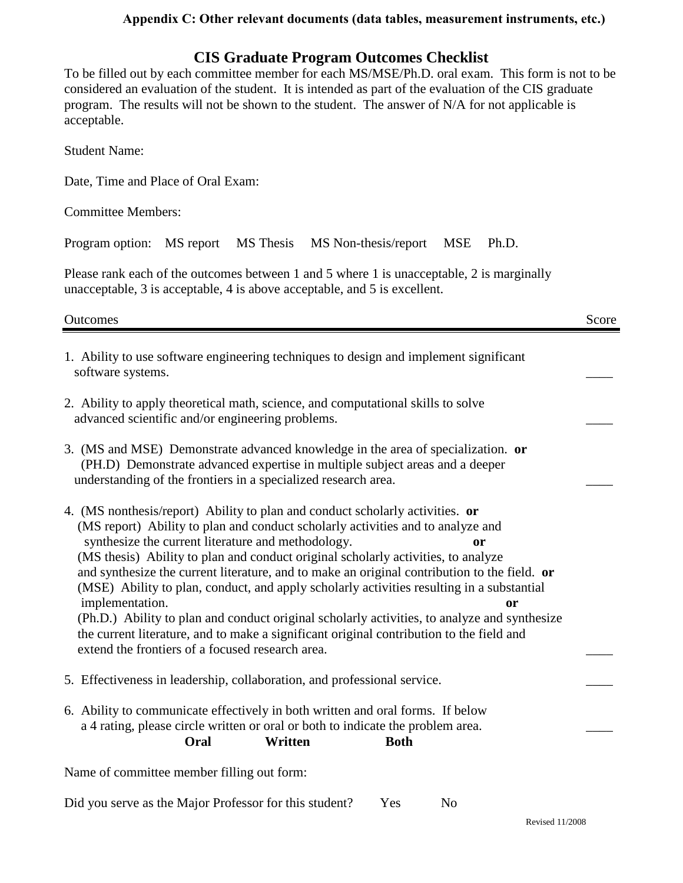**Appendix C: Other relevant documents (data tables, measurement instruments, etc.)**

# CIS Graduate Program Outcomes Checklist

To be filled out by each committee member for each MS/MSE/Ph.D. oral exam. This form is not to be considered an evaluation of the student. It is intended as part of the evaluation of the CIS graduate program. The results will not be shown to the student. The answer of N/A for not applicable is acceptable.

Student Name:

Date, Time and Place of Oral Exam:

Committee Members:

Program option: MS report MS Thesis MS Non-thesis/report MSE Ph.D.

Please rank each of the outcomes between 1 and 5 where 1 is unacceptable, 2 is marginally unacceptable, 3 is acceptable, 4 is above acceptable, and 5 is excellent.

| Outcomes | Score |
|---|---|
| 1. Ability to use software engineering techniques to design and implement significant software systems. | ____ |
| 2. Ability to apply theoretical math, science, and computational skills to solve advanced scientific and/or engineering problems. | ____ |
| 3. (MS and MSE) Demonstrate advanced knowledge in the area of specialization. **or** (PH.D) Demonstrate advanced expertise in multiple subject areas and a deeper understanding of the frontiers in a specialized research area. | ____ |
| 4. (MS nonthesis/report) Ability to plan and conduct scholarly activities. **or** (MS report) Ability to plan and conduct scholarly activities and to analyze and synthesize the current literature and methodology. **or** (MS thesis) Ability to plan and conduct original scholarly activities, to analyze and synthesize the current literature, and to make an original contribution to the field. **or** (MSE) Ability to plan, conduct, and apply scholarly activities resulting in a substantial implementation. **or** (Ph.D.) Ability to plan and conduct original scholarly activities, to analyze and synthesize the current literature, and to make a significant original contribution to the field and extend the frontiers of a focused research area. | ____ |
| 5. Effectiveness in leadership, collaboration, and professional service. | ____ |
| 6. Ability to communicate effectively in both written and oral forms. If below a 4 rating, please circle written or oral or both to indicate the problem area. **Oral** **Written** **Both** | ____ |

Name of committee member filling out form:

Did you serve as the Major Professor for this student? Yes No

Revised 11/2008